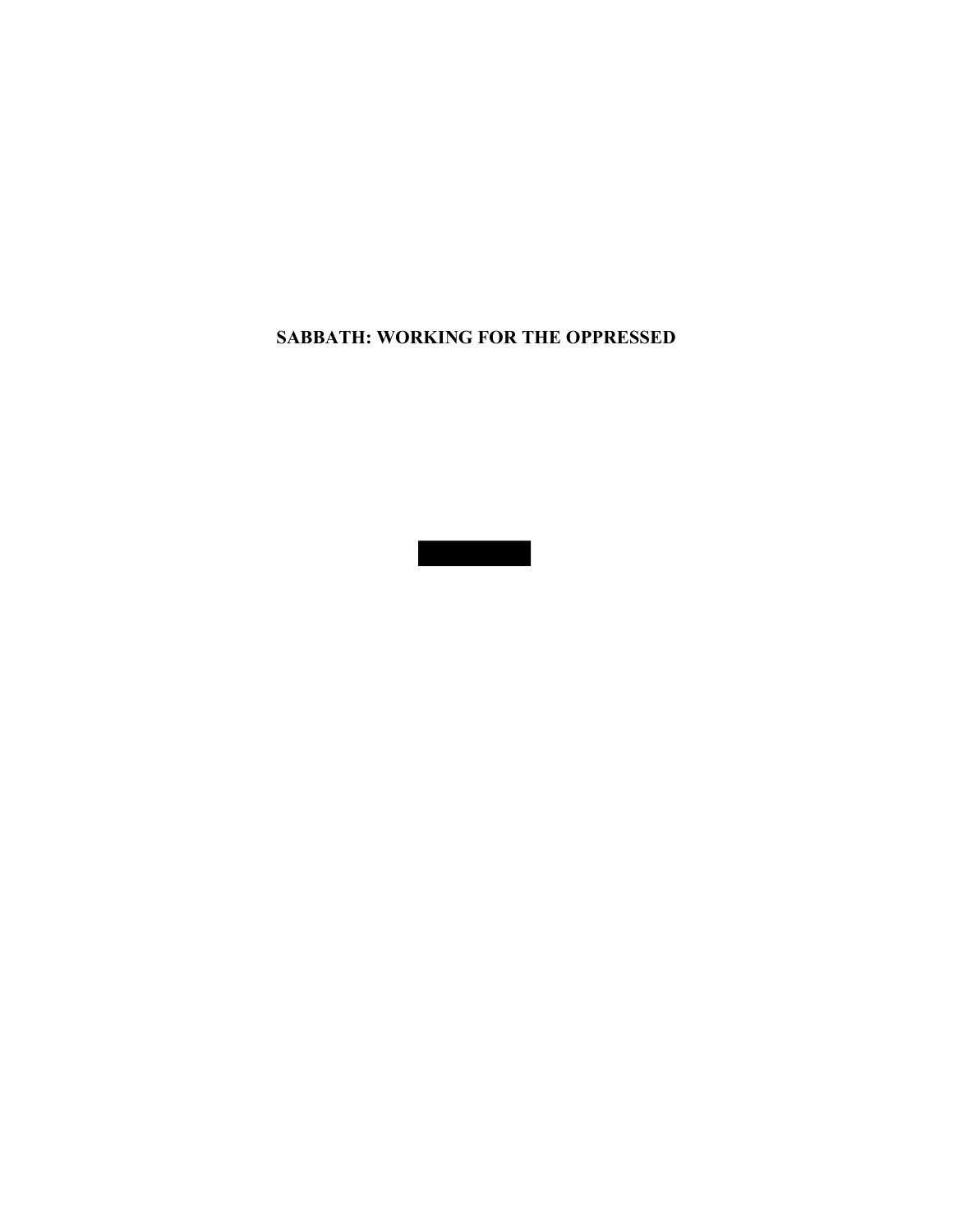# SABBATH: WORKING FOR THE OPPRESSED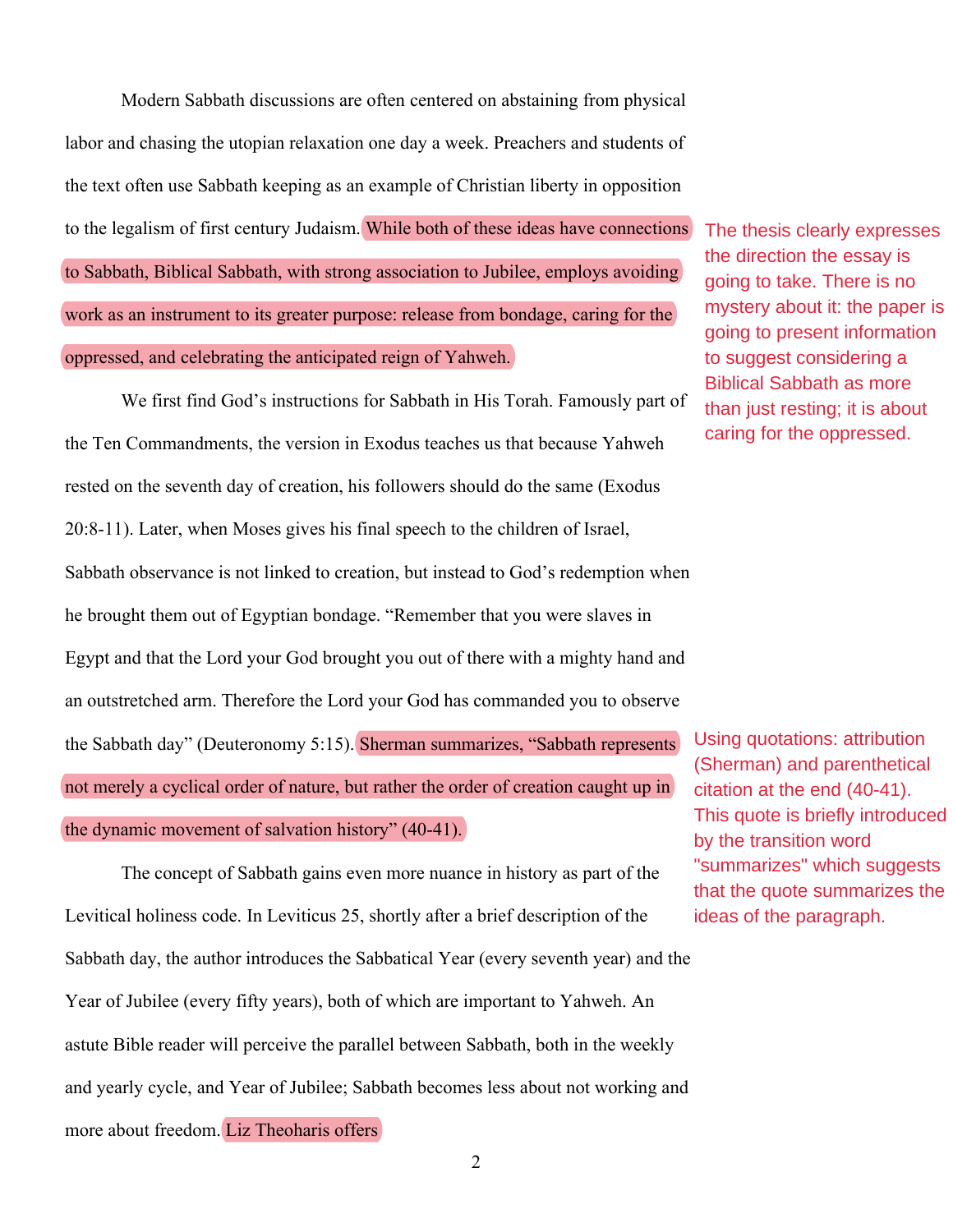Modern Sabbath discussions are often centered on abstaining from physical labor and chasing the utopian relaxation one day a week. Preachers and students of the text often use Sabbath keeping as an example of Christian liberty in opposition to the legalism of first century Judaism. While both of these ideas have connections to Sabbath, Biblical Sabbath, with strong association to Jubilee, employs avoiding work as an instrument to its greater purpose: release from bondage, caring for the oppressed, and celebrating the anticipated reign of Yahweh.

> The thesis clearly expresses the direction the essay is going to take. There is no mystery about it: the paper is going to present information to suggest considering a Biblical Sabbath as more than just resting; it is about caring for the oppressed.

We first find God's instructions for Sabbath in His Torah. Famously part of the Ten Commandments, the version in Exodus teaches us that because Yahweh rested on the seventh day of creation, his followers should do the same (Exodus 20:8-11). Later, when Moses gives his final speech to the children of Israel, Sabbath observance is not linked to creation, but instead to God's redemption when he brought them out of Egyptian bondage. "Remember that you were slaves in Egypt and that the Lord your God brought you out of there with a mighty hand and an outstretched arm. Therefore the Lord your God has commanded you to observe the Sabbath day" (Deuteronomy 5:15). Sherman summarizes, "Sabbath represents not merely a cyclical order of nature, but rather the order of creation caught up in the dynamic movement of salvation history" (40-41).

> Using quotations: attribution (Sherman) and parenthetical citation at the end (40-41). This quote is briefly introduced by the transition word "summarizes" which suggests that the quote summarizes the ideas of the paragraph.

The concept of Sabbath gains even more nuance in history as part of the Levitical holiness code. In Leviticus 25, shortly after a brief description of the Sabbath day, the author introduces the Sabbatical Year (every seventh year) and the Year of Jubilee (every fifty years), both of which are important to Yahweh. An astute Bible reader will perceive the parallel between Sabbath, both in the weekly and yearly cycle, and Year of Jubilee; Sabbath becomes less about not working and more about freedom. Liz Theoharis offers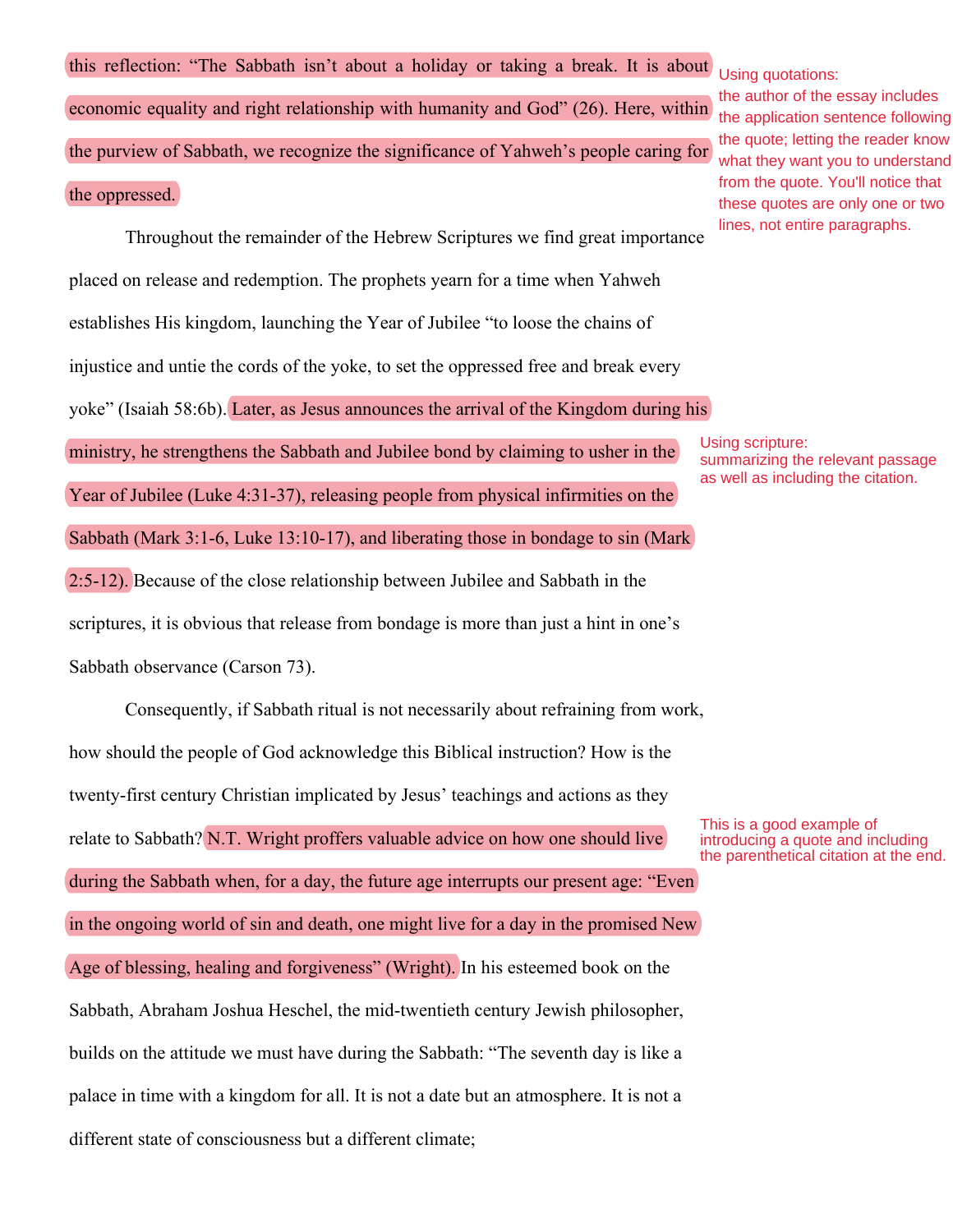this reflection: "The Sabbath isn't about a holiday or taking a break. It is about economic equality and right relationship with humanity and God" (26). Here, within the purview of Sabbath, we recognize the significance of Yahweh's people caring for the oppressed.

Using quotations: the author of the essay includes the application sentence following the quote; letting the reader know what they want you to understand from the quote. You'll notice that these quotes are only one or two lines, not entire paragraphs.

Throughout the remainder of the Hebrew Scriptures we find great importance placed on release and redemption. The prophets yearn for a time when Yahweh establishes His kingdom, launching the Year of Jubilee "to loose the chains of injustice and untie the cords of the yoke, to set the oppressed free and break every yoke" (Isaiah 58:6b). Later, as Jesus announces the arrival of the Kingdom during his ministry, he strengthens the Sabbath and Jubilee bond by claiming to usher in the Year of Jubilee (Luke 4:31-37), releasing people from physical infirmities on the Sabbath (Mark 3:1-6, Luke 13:10-17), and liberating those in bondage to sin (Mark 2:5-12). Because of the close relationship between Jubilee and Sabbath in the scriptures, it is obvious that release from bondage is more than just a hint in one's Sabbath observance (Carson 73).

Using scripture: summarizing the relevant passage as well as including the citation.

Consequently, if Sabbath ritual is not necessarily about refraining from work, how should the people of God acknowledge this Biblical instruction? How is the twenty-first century Christian implicated by Jesus' teachings and actions as they relate to Sabbath? N.T. Wright proffers valuable advice on how one should live during the Sabbath when, for a day, the future age interrupts our present age: "Even in the ongoing world of sin and death, one might live for a day in the promised New Age of blessing, healing and forgiveness" (Wright). In his esteemed book on the Sabbath, Abraham Joshua Heschel, the mid-twentieth century Jewish philosopher, builds on the attitude we must have during the Sabbath: "The seventh day is like a palace in time with a kingdom for all. It is not a date but an atmosphere. It is not a different state of consciousness but a different climate;

This is a good example of introducing a quote and including the parenthetical citation at the end.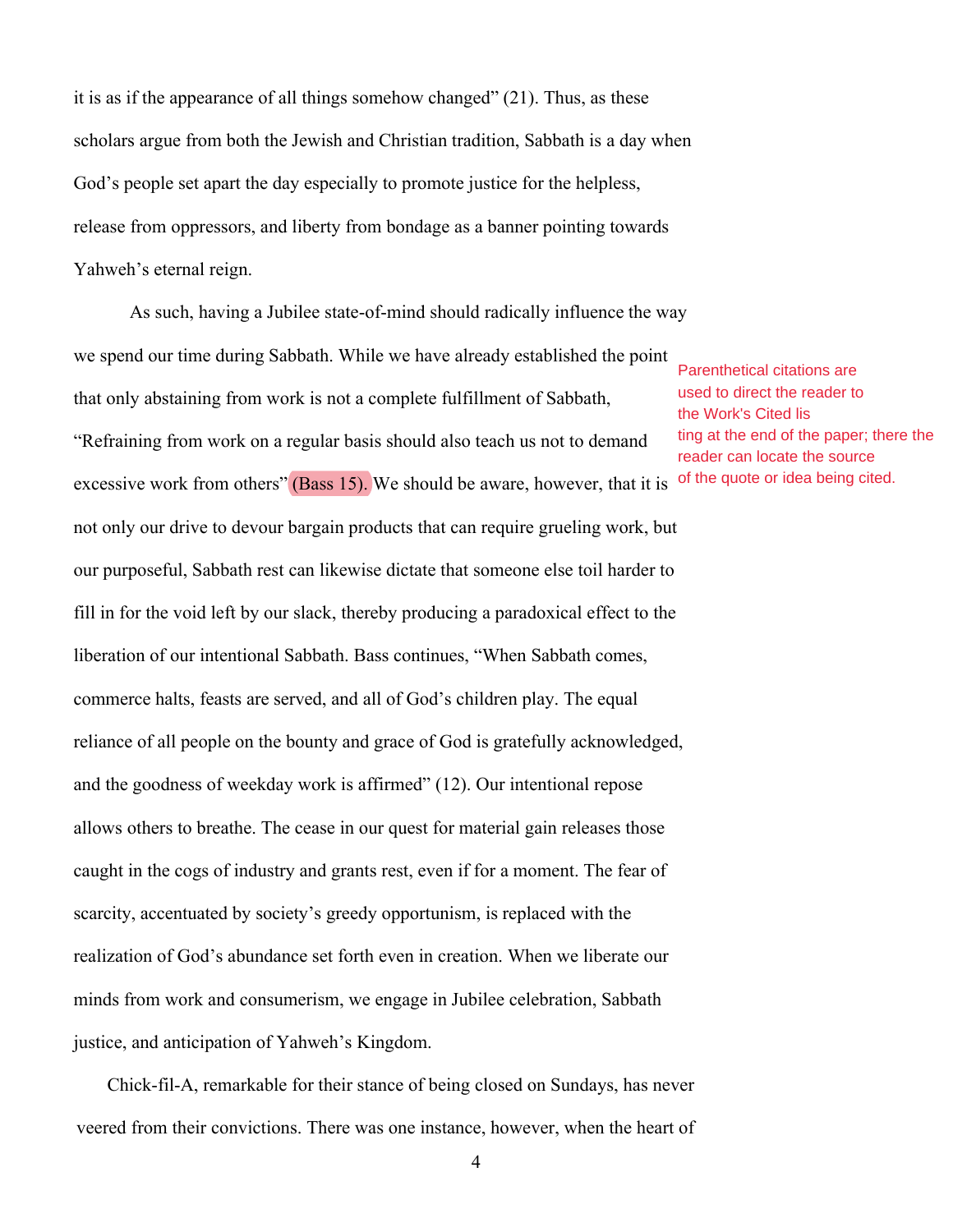it is as if the appearance of all things somehow changed" (21). Thus, as these scholars argue from both the Jewish and Christian tradition, Sabbath is a day when God's people set apart the day especially to promote justice for the helpless, release from oppressors, and liberty from bondage as a banner pointing towards Yahweh's eternal reign.

As such, having a Jubilee state-of-mind should radically influence the way we spend our time during Sabbath. While we have already established the point that only abstaining from work is not a complete fulfillment of Sabbath, "Refraining from work on a regular basis should also teach us not to demand excessive work from others" (Bass 15). We should be aware, however, that it is not only our drive to devour bargain products that can require grueling work, but our purposeful, Sabbath rest can likewise dictate that someone else toil harder to fill in for the void left by our slack, thereby producing a paradoxical effect to the liberation of our intentional Sabbath. Bass continues, "When Sabbath comes, commerce halts, feasts are served, and all of God's children play. The equal reliance of all people on the bounty and grace of God is gratefully acknowledged, and the goodness of weekday work is affirmed" (12). Our intentional repose allows others to breathe. The cease in our quest for material gain releases those caught in the cogs of industry and grants rest, even if for a moment. The fear of scarcity, accentuated by society's greedy opportunism, is replaced with the realization of God's abundance set forth even in creation. When we liberate our minds from work and consumerism, we engage in Jubilee celebration, Sabbath justice, and anticipation of Yahweh's Kingdom.

> Parenthetical citations are used to direct the reader to the Work's Cited listing at the end of the paper; there the reader can locate the source of the quote or idea being cited.

Chick-fil-A, remarkable for their stance of being closed on Sundays, has never veered from their convictions. There was one instance, however, when the heart of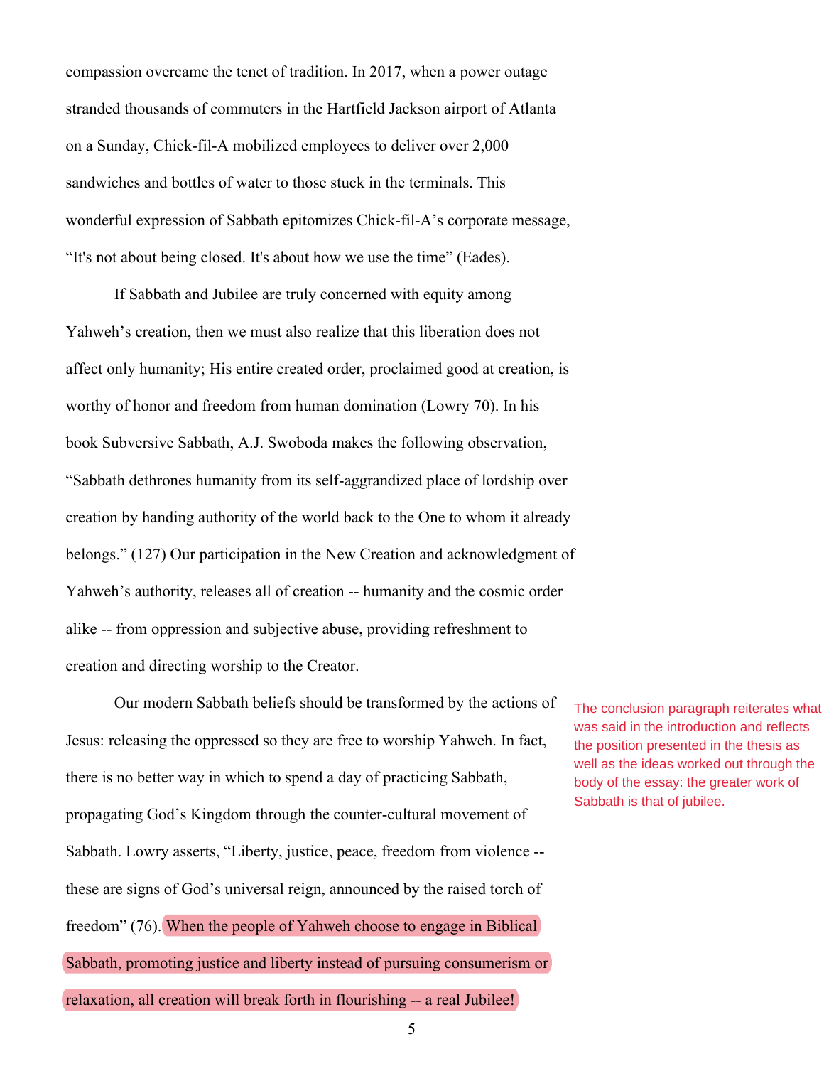compassion overcame the tenet of tradition. In 2017, when a power outage stranded thousands of commuters in the Hartfield Jackson airport of Atlanta on a Sunday, Chick-fil-A mobilized employees to deliver over 2,000 sandwiches and bottles of water to those stuck in the terminals. This wonderful expression of Sabbath epitomizes Chick-fil-A's corporate message, "It's not about being closed. It's about how we use the time" (Eades).

If Sabbath and Jubilee are truly concerned with equity among Yahweh's creation, then we must also realize that this liberation does not affect only humanity; His entire created order, proclaimed good at creation, is worthy of honor and freedom from human domination (Lowry 70). In his book Subversive Sabbath, A.J. Swoboda makes the following observation, "Sabbath dethrones humanity from its self-aggrandized place of lordship over creation by handing authority of the world back to the One to whom it already belongs." (127) Our participation in the New Creation and acknowledgment of Yahweh's authority, releases all of creation -- humanity and the cosmic order alike -- from oppression and subjective abuse, providing refreshment to creation and directing worship to the Creator.

Our modern Sabbath beliefs should be transformed by the actions of Jesus: releasing the oppressed so they are free to worship Yahweh. In fact, there is no better way in which to spend a day of practicing Sabbath, propagating God's Kingdom through the counter-cultural movement of Sabbath. Lowry asserts, "Liberty, justice, peace, freedom from violence -- these are signs of God's universal reign, announced by the raised torch of freedom" (76). When the people of Yahweh choose to engage in Biblical Sabbath, promoting justice and liberty instead of pursuing consumerism or relaxation, all creation will break forth in flourishing -- a real Jubilee!

The conclusion paragraph reiterates what was said in the introduction and reflects the position presented in the thesis as well as the ideas worked out through the body of the essay: the greater work of Sabbath is that of jubilee.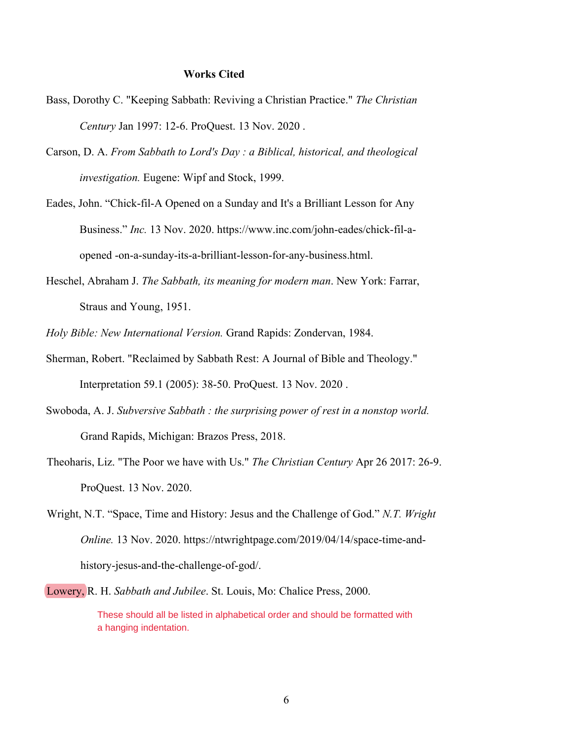**Works Cited**

Bass, Dorothy C. "Keeping Sabbath: Reviving a Christian Practice." *The Christian Century* Jan 1997: 12-6. ProQuest. 13 Nov. 2020 .

Carson, D. A. *From Sabbath to Lord's Day : a Biblical, historical, and theological investigation.* Eugene: Wipf and Stock, 1999.

Eades, John. "Chick-fil-A Opened on a Sunday and It's a Brilliant Lesson for Any Business." *Inc.* 13 Nov. 2020. https://www.inc.com/john-eades/chick-fil-a-opened -on-a-sunday-its-a-brilliant-lesson-for-any-business.html.

Heschel, Abraham J. *The Sabbath, its meaning for modern man*. New York: Farrar, Straus and Young, 1951.

*Holy Bible: New International Version.* Grand Rapids: Zondervan, 1984.

Sherman, Robert. "Reclaimed by Sabbath Rest: A Journal of Bible and Theology." Interpretation 59.1 (2005): 38-50. ProQuest. 13 Nov. 2020 .

Swoboda, A. J. *Subversive Sabbath : the surprising power of rest in a nonstop world.* Grand Rapids, Michigan: Brazos Press, 2018.

Theoharis, Liz. "The Poor we have with Us." *The Christian Century* Apr 26 2017: 26-9. ProQuest. 13 Nov. 2020.

Wright, N.T. "Space, Time and History: Jesus and the Challenge of God." *N.T. Wright Online.* 13 Nov. 2020. https://ntwrightpage.com/2019/04/14/space-time-and-history-jesus-and-the-challenge-of-god/.

Lowery, R. H. *Sabbath and Jubilee*. St. Louis, Mo: Chalice Press, 2000.

These should all be listed in alphabetical order and should be formatted with a hanging indentation.